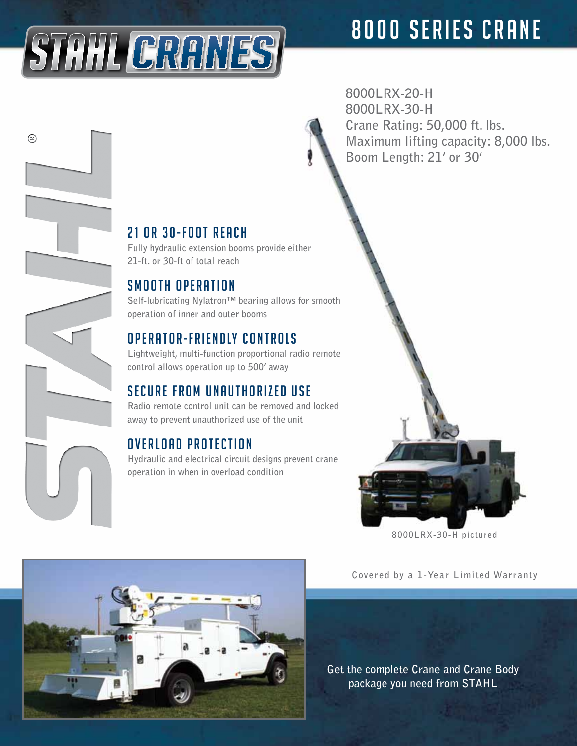# STAHL CRANES

# 8000 SERIES CRANE

8000LRX-20-H
8000LRX-30-H
Crane Rating: 50,000 ft. lbs.
Maximum lifting capacity: 8,000 lbs.
Boom Length: 21′ or 30′

## 21 OR 30-FOOT REACH

Fully hydraulic extension booms provide either 21-ft. or 30-ft of total reach

## SMOOTH OPERATION

Self-lubricating Nylatron™ bearing allows for smooth operation of inner and outer booms

## OPERATOR-FRIENDLY CONTROLS

Lightweight, multi-function proportional radio remote control allows operation up to 500′ away

## SECURE FROM UNAUTHORIZED USE

Radio remote control unit can be removed and locked away to prevent unauthorized use of the unit

## OVERLOAD PROTECTION

Hydraulic and electrical circuit designs prevent crane operation in when in overload condition

8000LRX-30-H pictured

Covered by a 1-Year Limited Warranty

Get the complete Crane and Crane Body package you need from STAHL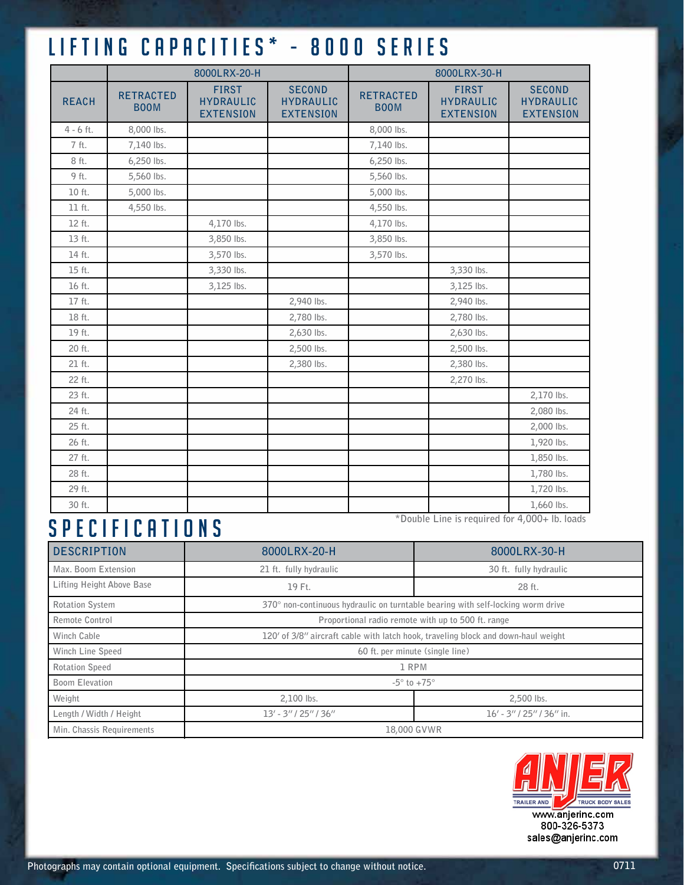# LIFTING CAPACITIES* - 8000 SERIES

| | 8000LRX-20-H | | | 8000LRX-30-H | | |
|---|---|---|---|---|---|---|
| REACH | RETRACTED BOOM | FIRST HYDRAULIC EXTENSION | SECOND HYDRAULIC EXTENSION | RETRACTED BOOM | FIRST HYDRAULIC EXTENSION | SECOND HYDRAULIC EXTENSION |
| 4 - 6 ft. | 8,000 lbs. | | | 8,000 lbs. | | |
| 7 ft. | 7,140 lbs. | | | 7,140 lbs. | | |
| 8 ft. | 6,250 lbs. | | | 6,250 lbs. | | |
| 9 ft. | 5,560 lbs. | | | 5,560 lbs. | | |
| 10 ft. | 5,000 lbs. | | | 5,000 lbs. | | |
| 11 ft. | 4,550 lbs. | | | 4,550 lbs. | | |
| 12 ft. | | 4,170 lbs. | | 4,170 lbs. | | |
| 13 ft. | | 3,850 lbs. | | 3,850 lbs. | | |
| 14 ft. | | 3,570 lbs. | | 3,570 lbs. | | |
| 15 ft. | | 3,330 lbs. | | | 3,330 lbs. | |
| 16 ft. | | 3,125 lbs. | | | 3,125 lbs. | |
| 17 ft. | | | 2,940 lbs. | | 2,940 lbs. | |
| 18 ft. | | | 2,780 lbs. | | 2,780 lbs. | |
| 19 ft. | | | 2,630 lbs. | | 2,630 lbs. | |
| 20 ft. | | | 2,500 lbs. | | 2,500 lbs. | |
| 21 ft. | | | 2,380 lbs. | | 2,380 lbs. | |
| 22 ft. | | | | | 2,270 lbs. | |
| 23 ft. | | | | | | 2,170 lbs. |
| 24 ft. | | | | | | 2,080 lbs. |
| 25 ft. | | | | | | 2,000 lbs. |
| 26 ft. | | | | | | 1,920 lbs. |
| 27 ft. | | | | | | 1,850 lbs. |
| 28 ft. | | | | | | 1,780 lbs. |
| 29 ft. | | | | | | 1,720 lbs. |
| 30 ft. | | | | | | 1,660 lbs. |

*Double Line is required for 4,000+ lb. loads

# SPECIFICATIONS

| DESCRIPTION | 8000LRX-20-H | 8000LRX-30-H |
|---|---|---|
| Max. Boom Extension | 21 ft. fully hydraulic | 30 ft. fully hydraulic |
| Lifting Height Above Base | 19 Ft. | 28 ft. |
| Rotation System | 370° non-continuous hydraulic on turntable bearing with self-locking worm drive | |
| Remote Control | Proportional radio remote with up to 500 ft. range | |
| Winch Cable | 120′ of 3/8″ aircraft cable with latch hook, traveling block and down-haul weight | |
| Winch Line Speed | 60 ft. per minute (single line) | |
| Rotation Speed | 1 RPM | |
| Boom Elevation | -5° to +75° | |
| Weight | 2,100 lbs. | 2,500 lbs. |
| Length / Width / Height | 13′ - 3″ / 25″ / 36″ | 16′ - 3″ / 25″ / 36″ in. |
| Min. Chassis Requirements | 18,000 GVWR | |

ANJER
TRAILER AND TRUCK BODY SALES
www.anjerinc.com
800-326-5373
sales@anjerinc.com

Photographs may contain optional equipment. Specifications subject to change without notice.

0711